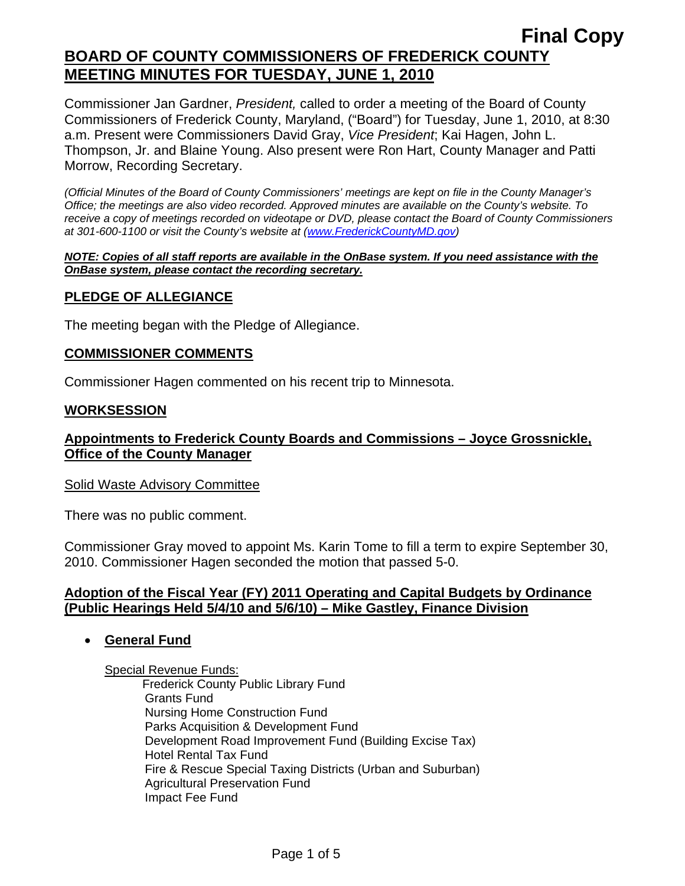**Final Copy**

# BOARD OF COUNTY COMMISSIONERS OF FREDERICK COUNTY MEETING MINUTES FOR TUESDAY, JUNE 1, 2010

Commissioner Jan Gardner, *President,* called to order a meeting of the Board of County Commissioners of Frederick County, Maryland, ("Board") for Tuesday, June 1, 2010, at 8:30 a.m. Present were Commissioners David Gray, *Vice President*; Kai Hagen, John L. Thompson, Jr. and Blaine Young. Also present were Ron Hart, County Manager and Patti Morrow, Recording Secretary.

*(Official Minutes of the Board of County Commissioners' meetings are kept on file in the County Manager's Office; the meetings are also video recorded. Approved minutes are available on the County's website. To receive a copy of meetings recorded on videotape or DVD, please contact the Board of County Commissioners at 301-600-1100 or visit the County's website at (www.FrederickCountyMD.gov)*

***NOTE: Copies of all staff reports are available in the OnBase system. If you need assistance with the OnBase system, please contact the recording secretary.***

## PLEDGE OF ALLEGIANCE

The meeting began with the Pledge of Allegiance.

## COMMISSIONER COMMENTS

Commissioner Hagen commented on his recent trip to Minnesota.

## WORKSESSION

### Appointments to Frederick County Boards and Commissions – Joyce Grossnickle, Office of the County Manager

Solid Waste Advisory Committee

There was no public comment.

Commissioner Gray moved to appoint Ms. Karin Tome to fill a term to expire September 30, 2010. Commissioner Hagen seconded the motion that passed 5-0.

### Adoption of the Fiscal Year (FY) 2011 Operating and Capital Budgets by Ordinance (Public Hearings Held 5/4/10 and 5/6/10) – Mike Gastley, Finance Division

- **General Fund**

  Special Revenue Funds:
  - Frederick County Public Library Fund
  - Grants Fund
  - Nursing Home Construction Fund
  - Parks Acquisition & Development Fund
  - Development Road Improvement Fund (Building Excise Tax)
  - Hotel Rental Tax Fund
  - Fire & Rescue Special Taxing Districts (Urban and Suburban)
  - Agricultural Preservation Fund
  - Impact Fee Fund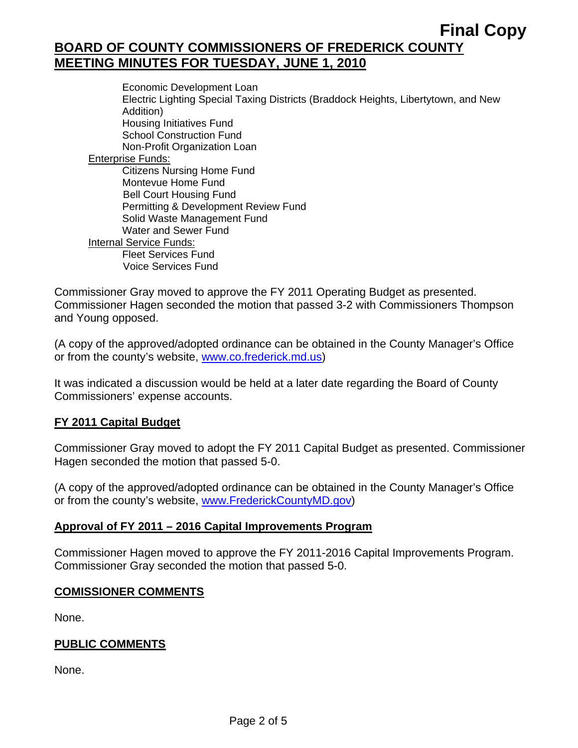- Economic Development Loan
- Electric Lighting Special Taxing Districts (Braddock Heights, Libertytown, and New Addition)
- Housing Initiatives Fund
- School Construction Fund
- Non-Profit Organization Loan

Enterprise Funds:

- Citizens Nursing Home Fund
- Montevue Home Fund
- Bell Court Housing Fund
- Permitting & Development Review Fund
- Solid Waste Management Fund
- Water and Sewer Fund

Internal Service Funds:

- Fleet Services Fund
- Voice Services Fund

Commissioner Gray moved to approve the FY 2011 Operating Budget as presented. Commissioner Hagen seconded the motion that passed 3-2 with Commissioners Thompson and Young opposed.

(A copy of the approved/adopted ordinance can be obtained in the County Manager's Office or from the county's website, www.co.frederick.md.us)

It was indicated a discussion would be held at a later date regarding the Board of County Commissioners' expense accounts.

## FY 2011 Capital Budget

Commissioner Gray moved to adopt the FY 2011 Capital Budget as presented. Commissioner Hagen seconded the motion that passed 5-0.

(A copy of the approved/adopted ordinance can be obtained in the County Manager's Office or from the county's website, www.FrederickCountyMD.gov)

## Approval of FY 2011 – 2016 Capital Improvements Program

Commissioner Hagen moved to approve the FY 2011-2016 Capital Improvements Program. Commissioner Gray seconded the motion that passed 5-0.

## COMISSIONER COMMENTS

None.

## PUBLIC COMMENTS

None.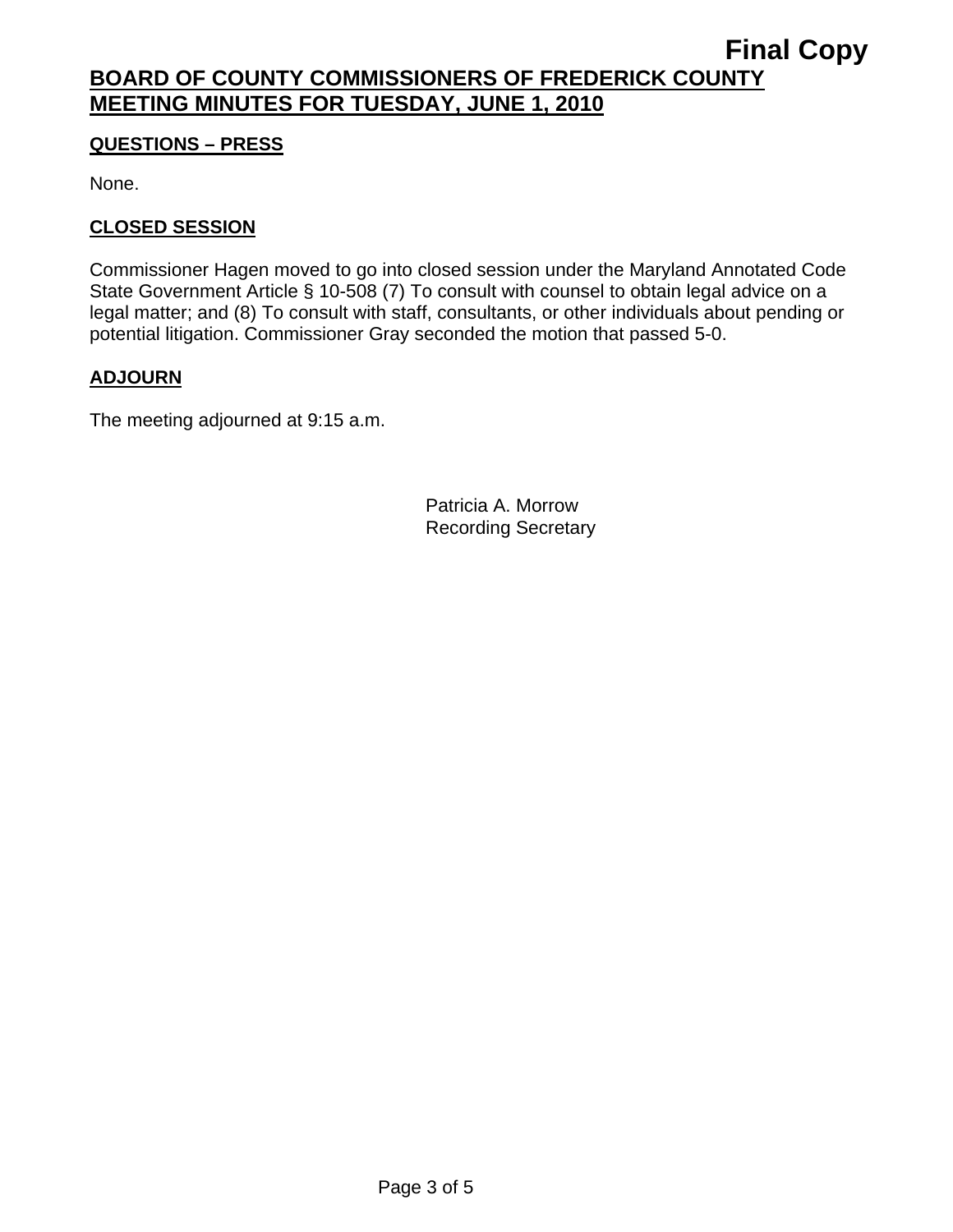**QUESTIONS – PRESS**

None.

**CLOSED SESSION**

Commissioner Hagen moved to go into closed session under the Maryland Annotated Code State Government Article § 10-508 (7) To consult with counsel to obtain legal advice on a legal matter; and (8) To consult with staff, consultants, or other individuals about pending or potential litigation. Commissioner Gray seconded the motion that passed 5-0.

**ADJOURN**

The meeting adjourned at 9:15 a.m.

Patricia A. Morrow
Recording Secretary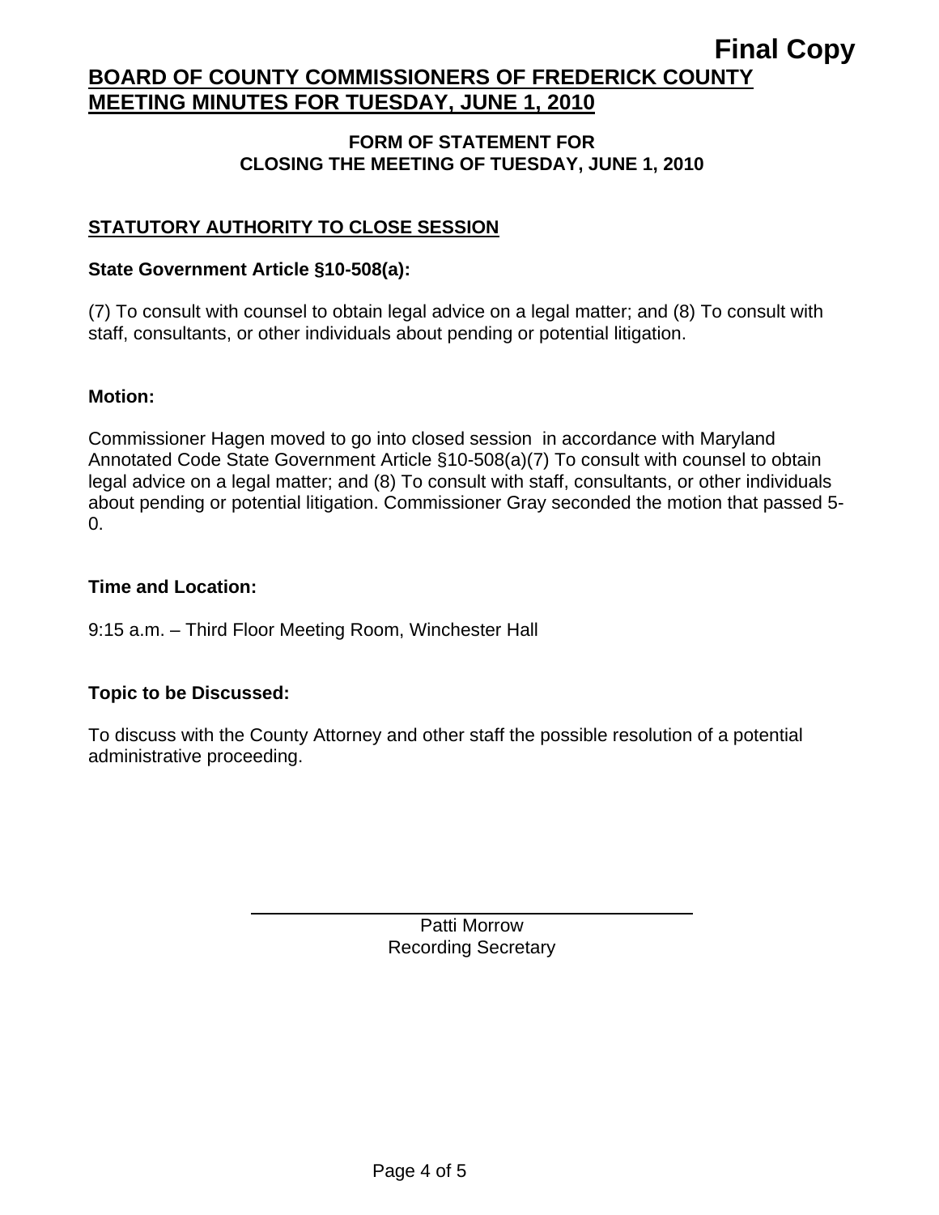**Final Copy**

# BOARD OF COUNTY COMMISSIONERS OF FREDERICK COUNTY
# MEETING MINUTES FOR TUESDAY, JUNE 1, 2010

**FORM OF STATEMENT FOR**
**CLOSING THE MEETING OF TUESDAY, JUNE 1, 2010**

## STATUTORY AUTHORITY TO CLOSE SESSION

**State Government Article §10-508(a):**

(7) To consult with counsel to obtain legal advice on a legal matter; and (8) To consult with staff, consultants, or other individuals about pending or potential litigation.

**Motion:**

Commissioner Hagen moved to go into closed session in accordance with Maryland Annotated Code State Government Article §10-508(a)(7) To consult with counsel to obtain legal advice on a legal matter; and (8) To consult with staff, consultants, or other individuals about pending or potential litigation. Commissioner Gray seconded the motion that passed 5-0.

**Time and Location:**

9:15 a.m. – Third Floor Meeting Room, Winchester Hall

**Topic to be Discussed:**

To discuss with the County Attorney and other staff the possible resolution of a potential administrative proceeding.

Patti Morrow
Recording Secretary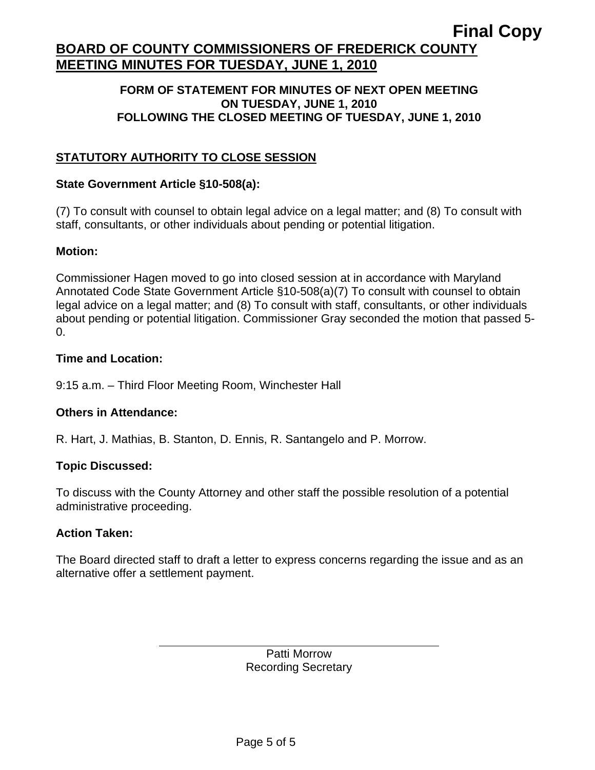**Final Copy**

# BOARD OF COUNTY COMMISSIONERS OF FREDERICK COUNTY
# MEETING MINUTES FOR TUESDAY, JUNE 1, 2010

### FORM OF STATEMENT FOR MINUTES OF NEXT OPEN MEETING ON TUESDAY, JUNE 1, 2010 FOLLOWING THE CLOSED MEETING OF TUESDAY, JUNE 1, 2010

## STATUTORY AUTHORITY TO CLOSE SESSION

**State Government Article §10-508(a):**

(7) To consult with counsel to obtain legal advice on a legal matter; and (8) To consult with staff, consultants, or other individuals about pending or potential litigation.

**Motion:**

Commissioner Hagen moved to go into closed session at in accordance with Maryland Annotated Code State Government Article §10-508(a)(7) To consult with counsel to obtain legal advice on a legal matter; and (8) To consult with staff, consultants, or other individuals about pending or potential litigation. Commissioner Gray seconded the motion that passed 5-0.

**Time and Location:**

9:15 a.m. – Third Floor Meeting Room, Winchester Hall

**Others in Attendance:**

R. Hart, J. Mathias, B. Stanton, D. Ennis, R. Santangelo and P. Morrow.

**Topic Discussed:**

To discuss with the County Attorney and other staff the possible resolution of a potential administrative proceeding.

**Action Taken:**

The Board directed staff to draft a letter to express concerns regarding the issue and as an alternative offer a settlement payment.

Patti Morrow
Recording Secretary